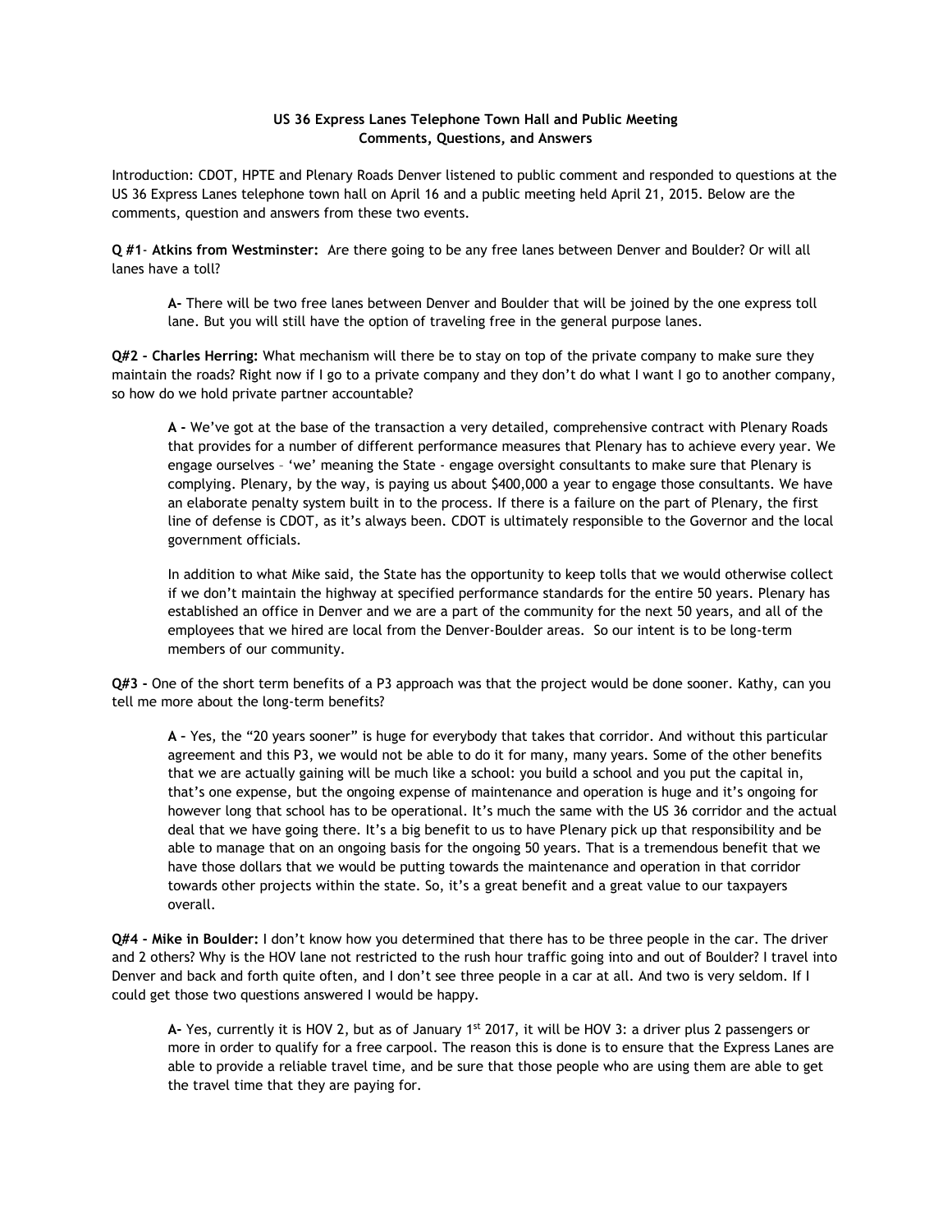**US 36 Express Lanes Telephone Town Hall and Public Meeting**
**Comments, Questions, and Answers**

Introduction: CDOT, HPTE and Plenary Roads Denver listened to public comment and responded to questions at the US 36 Express Lanes telephone town hall on April 16 and a public meeting held April 21, 2015. Below are the comments, question and answers from these two events.

**Q #1- Atkins from Westminster:** Are there going to be any free lanes between Denver and Boulder? Or will all lanes have a toll?

> **A-** There will be two free lanes between Denver and Boulder that will be joined by the one express toll lane. But you will still have the option of traveling free in the general purpose lanes.

**Q#2 - Charles Herring:** What mechanism will there be to stay on top of the private company to make sure they maintain the roads? Right now if I go to a private company and they don't do what I want I go to another company, so how do we hold private partner accountable?

> **A -** We've got at the base of the transaction a very detailed, comprehensive contract with Plenary Roads that provides for a number of different performance measures that Plenary has to achieve every year. We engage ourselves – 'we' meaning the State - engage oversight consultants to make sure that Plenary is complying. Plenary, by the way, is paying us about $400,000 a year to engage those consultants. We have an elaborate penalty system built in to the process. If there is a failure on the part of Plenary, the first line of defense is CDOT, as it's always been. CDOT is ultimately responsible to the Governor and the local government officials.
>
> In addition to what Mike said, the State has the opportunity to keep tolls that we would otherwise collect if we don't maintain the highway at specified performance standards for the entire 50 years. Plenary has established an office in Denver and we are a part of the community for the next 50 years, and all of the employees that we hired are local from the Denver-Boulder areas. So our intent is to be long-term members of our community.

**Q#3 -** One of the short term benefits of a P3 approach was that the project would be done sooner. Kathy, can you tell me more about the long-term benefits?

> **A –** Yes, the "20 years sooner" is huge for everybody that takes that corridor. And without this particular agreement and this P3, we would not be able to do it for many, many years. Some of the other benefits that we are actually gaining will be much like a school: you build a school and you put the capital in, that's one expense, but the ongoing expense of maintenance and operation is huge and it's ongoing for however long that school has to be operational. It's much the same with the US 36 corridor and the actual deal that we have going there. It's a big benefit to us to have Plenary pick up that responsibility and be able to manage that on an ongoing basis for the ongoing 50 years. That is a tremendous benefit that we have those dollars that we would be putting towards the maintenance and operation in that corridor towards other projects within the state. So, it's a great benefit and a great value to our taxpayers overall.

**Q#4 - Mike in Boulder:** I don't know how you determined that there has to be three people in the car. The driver and 2 others? Why is the HOV lane not restricted to the rush hour traffic going into and out of Boulder? I travel into Denver and back and forth quite often, and I don't see three people in a car at all. And two is very seldom. If I could get those two questions answered I would be happy.

> **A-** Yes, currently it is HOV 2, but as of January 1st 2017, it will be HOV 3: a driver plus 2 passengers or more in order to qualify for a free carpool. The reason this is done is to ensure that the Express Lanes are able to provide a reliable travel time, and be sure that those people who are using them are able to get the travel time that they are paying for.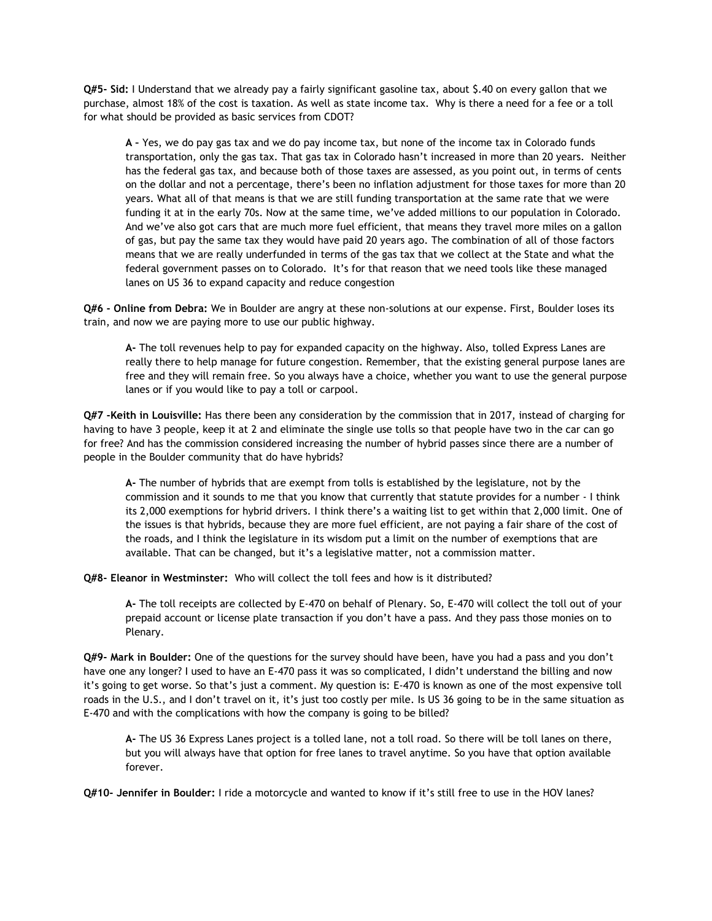**Q#5- Sid:** I Understand that we already pay a fairly significant gasoline tax, about $.40 on every gallon that we purchase, almost 18% of the cost is taxation. As well as state income tax. Why is there a need for a fee or a toll for what should be provided as basic services from CDOT?

> **A –** Yes, we do pay gas tax and we do pay income tax, but none of the income tax in Colorado funds transportation, only the gas tax. That gas tax in Colorado hasn't increased in more than 20 years. Neither has the federal gas tax, and because both of those taxes are assessed, as you point out, in terms of cents on the dollar and not a percentage, there's been no inflation adjustment for those taxes for more than 20 years. What all of that means is that we are still funding transportation at the same rate that we were funding it at in the early 70s. Now at the same time, we've added millions to our population in Colorado. And we've also got cars that are much more fuel efficient, that means they travel more miles on a gallon of gas, but pay the same tax they would have paid 20 years ago. The combination of all of those factors means that we are really underfunded in terms of the gas tax that we collect at the State and what the federal government passes on to Colorado. It's for that reason that we need tools like these managed lanes on US 36 to expand capacity and reduce congestion

**Q#6 – Online from Debra:** We in Boulder are angry at these non-solutions at our expense. First, Boulder loses its train, and now we are paying more to use our public highway.

> **A-** The toll revenues help to pay for expanded capacity on the highway. Also, tolled Express Lanes are really there to help manage for future congestion. Remember, that the existing general purpose lanes are free and they will remain free. So you always have a choice, whether you want to use the general purpose lanes or if you would like to pay a toll or carpool.

**Q#7 –Keith in Louisville:** Has there been any consideration by the commission that in 2017, instead of charging for having to have 3 people, keep it at 2 and eliminate the single use tolls so that people have two in the car can go for free? And has the commission considered increasing the number of hybrid passes since there are a number of people in the Boulder community that do have hybrids?

> **A-** The number of hybrids that are exempt from tolls is established by the legislature, not by the commission and it sounds to me that you know that currently that statute provides for a number - I think its 2,000 exemptions for hybrid drivers. I think there's a waiting list to get within that 2,000 limit. One of the issues is that hybrids, because they are more fuel efficient, are not paying a fair share of the cost of the roads, and I think the legislature in its wisdom put a limit on the number of exemptions that are available. That can be changed, but it's a legislative matter, not a commission matter.

**Q#8- Eleanor in Westminster:** Who will collect the toll fees and how is it distributed?

> **A-** The toll receipts are collected by E-470 on behalf of Plenary. So, E-470 will collect the toll out of your prepaid account or license plate transaction if you don't have a pass. And they pass those monies on to Plenary.

**Q#9- Mark in Boulder:** One of the questions for the survey should have been, have you had a pass and you don't have one any longer? I used to have an E-470 pass it was so complicated, I didn't understand the billing and now it's going to get worse. So that's just a comment. My question is: E-470 is known as one of the most expensive toll roads in the U.S., and I don't travel on it, it's just too costly per mile. Is US 36 going to be in the same situation as E-470 and with the complications with how the company is going to be billed?

> **A-** The US 36 Express Lanes project is a tolled lane, not a toll road. So there will be toll lanes on there, but you will always have that option for free lanes to travel anytime. So you have that option available forever.

**Q#10- Jennifer in Boulder:** I ride a motorcycle and wanted to know if it's still free to use in the HOV lanes?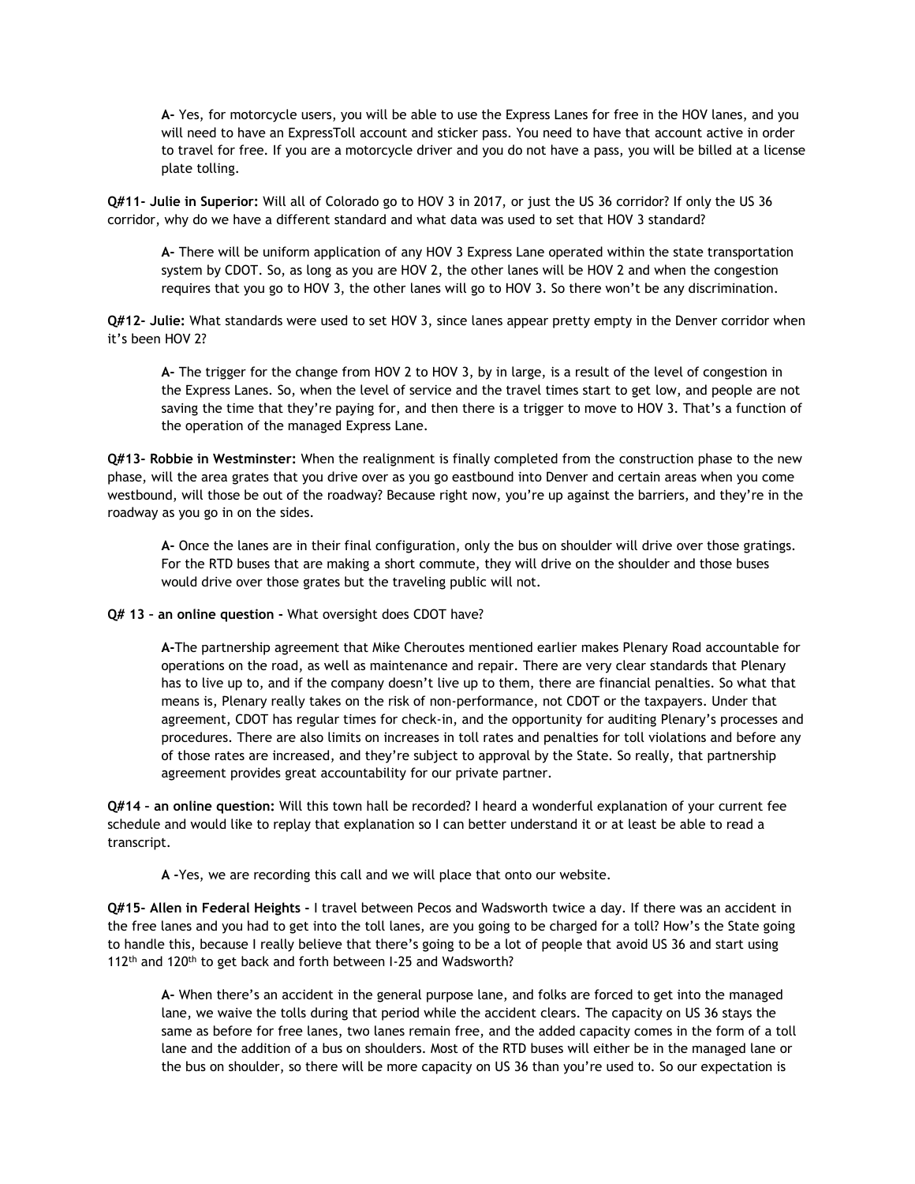**A-** Yes, for motorcycle users, you will be able to use the Express Lanes for free in the HOV lanes, and you will need to have an ExpressToll account and sticker pass. You need to have that account active in order to travel for free. If you are a motorcycle driver and you do not have a pass, you will be billed at a license plate tolling.

**Q#11- Julie in Superior:** Will all of Colorado go to HOV 3 in 2017, or just the US 36 corridor? If only the US 36 corridor, why do we have a different standard and what data was used to set that HOV 3 standard?

**A-** There will be uniform application of any HOV 3 Express Lane operated within the state transportation system by CDOT. So, as long as you are HOV 2, the other lanes will be HOV 2 and when the congestion requires that you go to HOV 3, the other lanes will go to HOV 3. So there won't be any discrimination.

**Q#12- Julie:** What standards were used to set HOV 3, since lanes appear pretty empty in the Denver corridor when it's been HOV 2?

**A-** The trigger for the change from HOV 2 to HOV 3, by in large, is a result of the level of congestion in the Express Lanes. So, when the level of service and the travel times start to get low, and people are not saving the time that they're paying for, and then there is a trigger to move to HOV 3. That's a function of the operation of the managed Express Lane.

**Q#13- Robbie in Westminster:** When the realignment is finally completed from the construction phase to the new phase, will the area grates that you drive over as you go eastbound into Denver and certain areas when you come westbound, will those be out of the roadway? Because right now, you're up against the barriers, and they're in the roadway as you go in on the sides.

**A-** Once the lanes are in their final configuration, only the bus on shoulder will drive over those gratings. For the RTD buses that are making a short commute, they will drive on the shoulder and those buses would drive over those grates but the traveling public will not.

**Q# 13 – an online question -** What oversight does CDOT have?

**A-**The partnership agreement that Mike Cheroutes mentioned earlier makes Plenary Road accountable for operations on the road, as well as maintenance and repair. There are very clear standards that Plenary has to live up to, and if the company doesn't live up to them, there are financial penalties. So what that means is, Plenary really takes on the risk of non-performance, not CDOT or the taxpayers. Under that agreement, CDOT has regular times for check-in, and the opportunity for auditing Plenary's processes and procedures. There are also limits on increases in toll rates and penalties for toll violations and before any of those rates are increased, and they're subject to approval by the State. So really, that partnership agreement provides great accountability for our private partner.

**Q#14 – an online question:** Will this town hall be recorded? I heard a wonderful explanation of your current fee schedule and would like to replay that explanation so I can better understand it or at least be able to read a transcript.

**A -**Yes, we are recording this call and we will place that onto our website.

**Q#15- Allen in Federal Heights -** I travel between Pecos and Wadsworth twice a day. If there was an accident in the free lanes and you had to get into the toll lanes, are you going to be charged for a toll? How's the State going to handle this, because I really believe that there's going to be a lot of people that avoid US 36 and start using 112th and 120th to get back and forth between I-25 and Wadsworth?

**A-** When there's an accident in the general purpose lane, and folks are forced to get into the managed lane, we waive the tolls during that period while the accident clears. The capacity on US 36 stays the same as before for free lanes, two lanes remain free, and the added capacity comes in the form of a toll lane and the addition of a bus on shoulders. Most of the RTD buses will either be in the managed lane or the bus on shoulder, so there will be more capacity on US 36 than you're used to. So our expectation is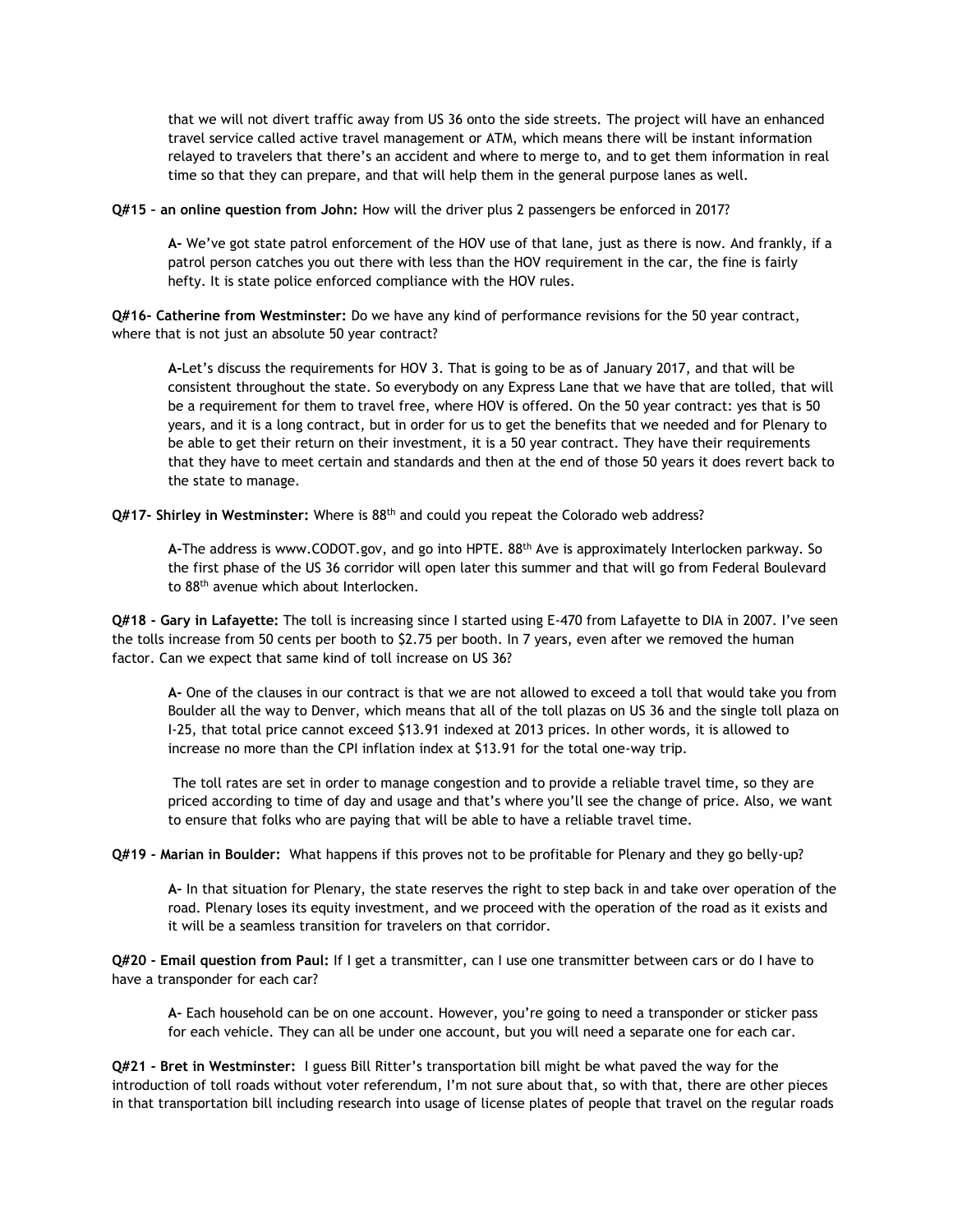that we will not divert traffic away from US 36 onto the side streets. The project will have an enhanced travel service called active travel management or ATM, which means there will be instant information relayed to travelers that there's an accident and where to merge to, and to get them information in real time so that they can prepare, and that will help them in the general purpose lanes as well.

**Q#15 – an online question from John:** How will the driver plus 2 passengers be enforced in 2017?

> **A-** We've got state patrol enforcement of the HOV use of that lane, just as there is now. And frankly, if a patrol person catches you out there with less than the HOV requirement in the car, the fine is fairly hefty. It is state police enforced compliance with the HOV rules.

**Q#16- Catherine from Westminster:** Do we have any kind of performance revisions for the 50 year contract, where that is not just an absolute 50 year contract?

> **A-**Let's discuss the requirements for HOV 3. That is going to be as of January 2017, and that will be consistent throughout the state. So everybody on any Express Lane that we have that are tolled, that will be a requirement for them to travel free, where HOV is offered. On the 50 year contract: yes that is 50 years, and it is a long contract, but in order for us to get the benefits that we needed and for Plenary to be able to get their return on their investment, it is a 50 year contract. They have their requirements that they have to meet certain and standards and then at the end of those 50 years it does revert back to the state to manage.

**Q#17- Shirley in Westminster:** Where is 88th and could you repeat the Colorado web address?

> **A-**The address is www.CODOT.gov, and go into HPTE. 88th Ave is approximately Interlocken parkway. So the first phase of the US 36 corridor will open later this summer and that will go from Federal Boulevard to 88th avenue which about Interlocken.

**Q#18 - Gary in Lafayette:** The toll is increasing since I started using E-470 from Lafayette to DIA in 2007. I've seen the tolls increase from 50 cents per booth to $2.75 per booth. In 7 years, even after we removed the human factor. Can we expect that same kind of toll increase on US 36?

> **A-** One of the clauses in our contract is that we are not allowed to exceed a toll that would take you from Boulder all the way to Denver, which means that all of the toll plazas on US 36 and the single toll plaza on I-25, that total price cannot exceed $13.91 indexed at 2013 prices. In other words, it is allowed to increase no more than the CPI inflation index at $13.91 for the total one-way trip.
>
> The toll rates are set in order to manage congestion and to provide a reliable travel time, so they are priced according to time of day and usage and that's where you'll see the change of price. Also, we want to ensure that folks who are paying that will be able to have a reliable travel time.

**Q#19 - Marian in Boulder:** What happens if this proves not to be profitable for Plenary and they go belly-up?

> **A-** In that situation for Plenary, the state reserves the right to step back in and take over operation of the road. Plenary loses its equity investment, and we proceed with the operation of the road as it exists and it will be a seamless transition for travelers on that corridor.

**Q#20 - Email question from Paul:** If I get a transmitter, can I use one transmitter between cars or do I have to have a transponder for each car?

> **A-** Each household can be on one account. However, you're going to need a transponder or sticker pass for each vehicle. They can all be under one account, but you will need a separate one for each car.

**Q#21 - Bret in Westminster:** I guess Bill Ritter's transportation bill might be what paved the way for the introduction of toll roads without voter referendum, I'm not sure about that, so with that, there are other pieces in that transportation bill including research into usage of license plates of people that travel on the regular roads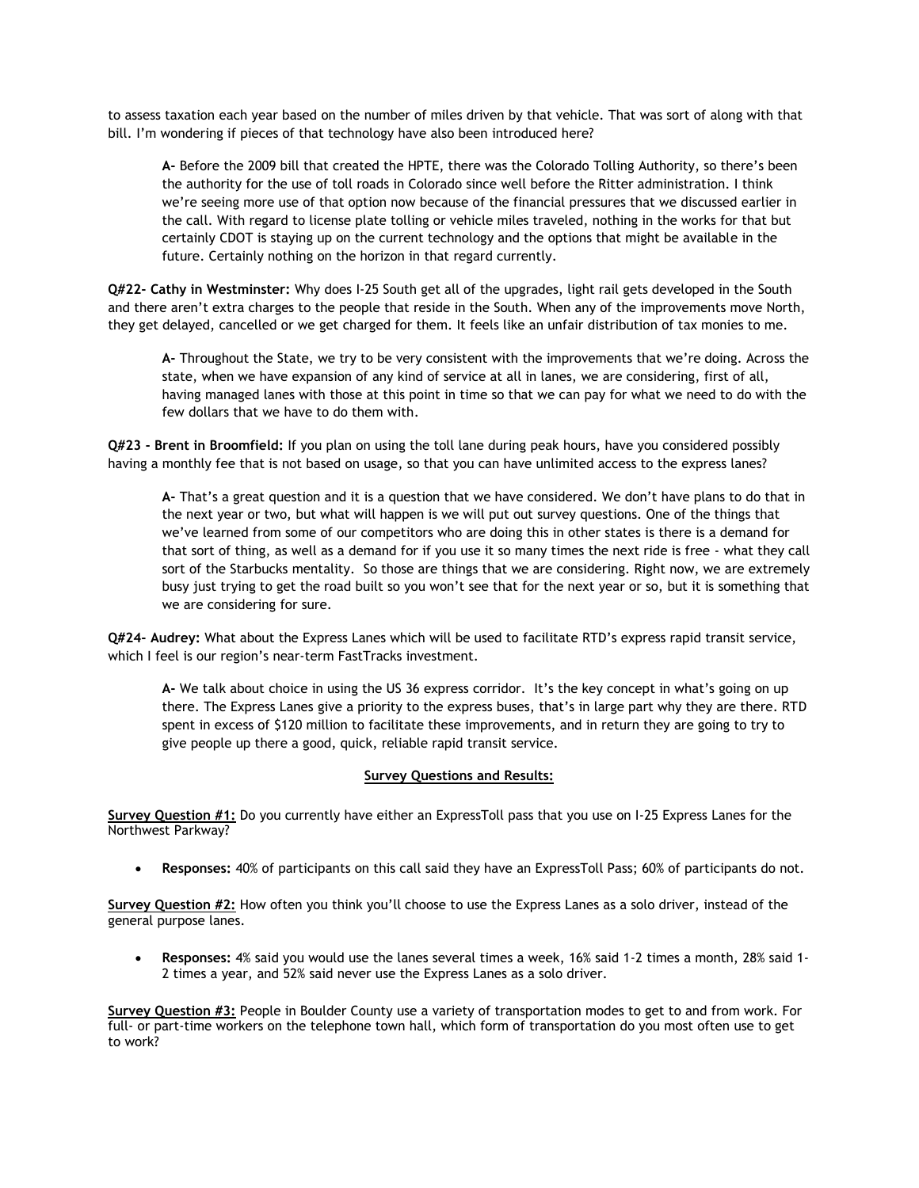to assess taxation each year based on the number of miles driven by that vehicle. That was sort of along with that bill. I'm wondering if pieces of that technology have also been introduced here?

> **A-** Before the 2009 bill that created the HPTE, there was the Colorado Tolling Authority, so there's been the authority for the use of toll roads in Colorado since well before the Ritter administration. I think we're seeing more use of that option now because of the financial pressures that we discussed earlier in the call. With regard to license plate tolling or vehicle miles traveled, nothing in the works for that but certainly CDOT is staying up on the current technology and the options that might be available in the future. Certainly nothing on the horizon in that regard currently.

**Q#22- Cathy in Westminster:** Why does I-25 South get all of the upgrades, light rail gets developed in the South and there aren't extra charges to the people that reside in the South. When any of the improvements move North, they get delayed, cancelled or we get charged for them. It feels like an unfair distribution of tax monies to me.

> **A-** Throughout the State, we try to be very consistent with the improvements that we're doing. Across the state, when we have expansion of any kind of service at all in lanes, we are considering, first of all, having managed lanes with those at this point in time so that we can pay for what we need to do with the few dollars that we have to do them with.

**Q#23 - Brent in Broomfield:** If you plan on using the toll lane during peak hours, have you considered possibly having a monthly fee that is not based on usage, so that you can have unlimited access to the express lanes?

> **A-** That's a great question and it is a question that we have considered. We don't have plans to do that in the next year or two, but what will happen is we will put out survey questions. One of the things that we've learned from some of our competitors who are doing this in other states is there is a demand for that sort of thing, as well as a demand for if you use it so many times the next ride is free - what they call sort of the Starbucks mentality. So those are things that we are considering. Right now, we are extremely busy just trying to get the road built so you won't see that for the next year or so, but it is something that we are considering for sure.

**Q#24- Audrey:** What about the Express Lanes which will be used to facilitate RTD's express rapid transit service, which I feel is our region's near-term FastTracks investment.

> **A-** We talk about choice in using the US 36 express corridor. It's the key concept in what's going on up there. The Express Lanes give a priority to the express buses, that's in large part why they are there. RTD spent in excess of $120 million to facilitate these improvements, and in return they are going to try to give people up there a good, quick, reliable rapid transit service.

## Survey Questions and Results:

**Survey Question #1:** Do you currently have either an ExpressToll pass that you use on I-25 Express Lanes for the Northwest Parkway?

- **Responses:** 40% of participants on this call said they have an ExpressToll Pass; 60% of participants do not.

**Survey Question #2:** How often you think you'll choose to use the Express Lanes as a solo driver, instead of the general purpose lanes.

- **Responses:** 4% said you would use the lanes several times a week, 16% said 1-2 times a month, 28% said 1-2 times a year, and 52% said never use the Express Lanes as a solo driver.

**Survey Question #3:** People in Boulder County use a variety of transportation modes to get to and from work. For full- or part-time workers on the telephone town hall, which form of transportation do you most often use to get to work?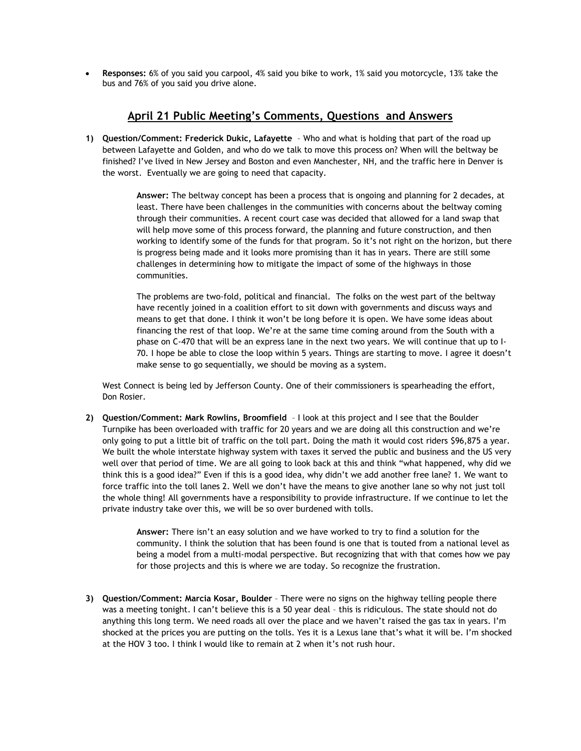- **Responses:** 6% of you said you carpool, 4% said you bike to work, 1% said you motorcycle, 13% take the bus and 76% of you said you drive alone.

## April 21 Public Meeting's Comments, Questions and Answers

1) **Question/Comment: Frederick Dukic, Lafayette** – Who and what is holding that part of the road up between Lafayette and Golden, and who do we talk to move this process on? When will the beltway be finished? I've lived in New Jersey and Boston and even Manchester, NH, and the traffic here in Denver is the worst. Eventually we are going to need that capacity.

   **Answer:** The beltway concept has been a process that is ongoing and planning for 2 decades, at least. There have been challenges in the communities with concerns about the beltway coming through their communities. A recent court case was decided that allowed for a land swap that will help move some of this process forward, the planning and future construction, and then working to identify some of the funds for that program. So it's not right on the horizon, but there is progress being made and it looks more promising than it has in years. There are still some challenges in determining how to mitigate the impact of some of the highways in those communities.

   The problems are two-fold, political and financial. The folks on the west part of the beltway have recently joined in a coalition effort to sit down with governments and discuss ways and means to get that done. I think it won't be long before it is open. We have some ideas about financing the rest of that loop. We're at the same time coming around from the South with a phase on C-470 that will be an express lane in the next two years. We will continue that up to I-70. I hope be able to close the loop within 5 years. Things are starting to move. I agree it doesn't make sense to go sequentially, we should be moving as a system.

   West Connect is being led by Jefferson County. One of their commissioners is spearheading the effort, Don Rosier.

2) **Question/Comment: Mark Rowlins, Broomfield** – I look at this project and I see that the Boulder Turnpike has been overloaded with traffic for 20 years and we are doing all this construction and we're only going to put a little bit of traffic on the toll part. Doing the math it would cost riders $96,875 a year. We built the whole interstate highway system with taxes it served the public and business and the US very well over that period of time. We are all going to look back at this and think "what happened, why did we think this is a good idea?" Even if this is a good idea, why didn't we add another free lane? 1. We want to force traffic into the toll lanes 2. Well we don't have the means to give another lane so why not just toll the whole thing! All governments have a responsibility to provide infrastructure. If we continue to let the private industry take over this, we will be so over burdened with tolls.

   **Answer:** There isn't an easy solution and we have worked to try to find a solution for the community. I think the solution that has been found is one that is touted from a national level as being a model from a multi-modal perspective. But recognizing that with that comes how we pay for those projects and this is where we are today. So recognize the frustration.

3) **Question/Comment: Marcia Kosar, Boulder** – There were no signs on the highway telling people there was a meeting tonight. I can't believe this is a 50 year deal – this is ridiculous. The state should not do anything this long term. We need roads all over the place and we haven't raised the gas tax in years. I'm shocked at the prices you are putting on the tolls. Yes it is a Lexus lane that's what it will be. I'm shocked at the HOV 3 too. I think I would like to remain at 2 when it's not rush hour.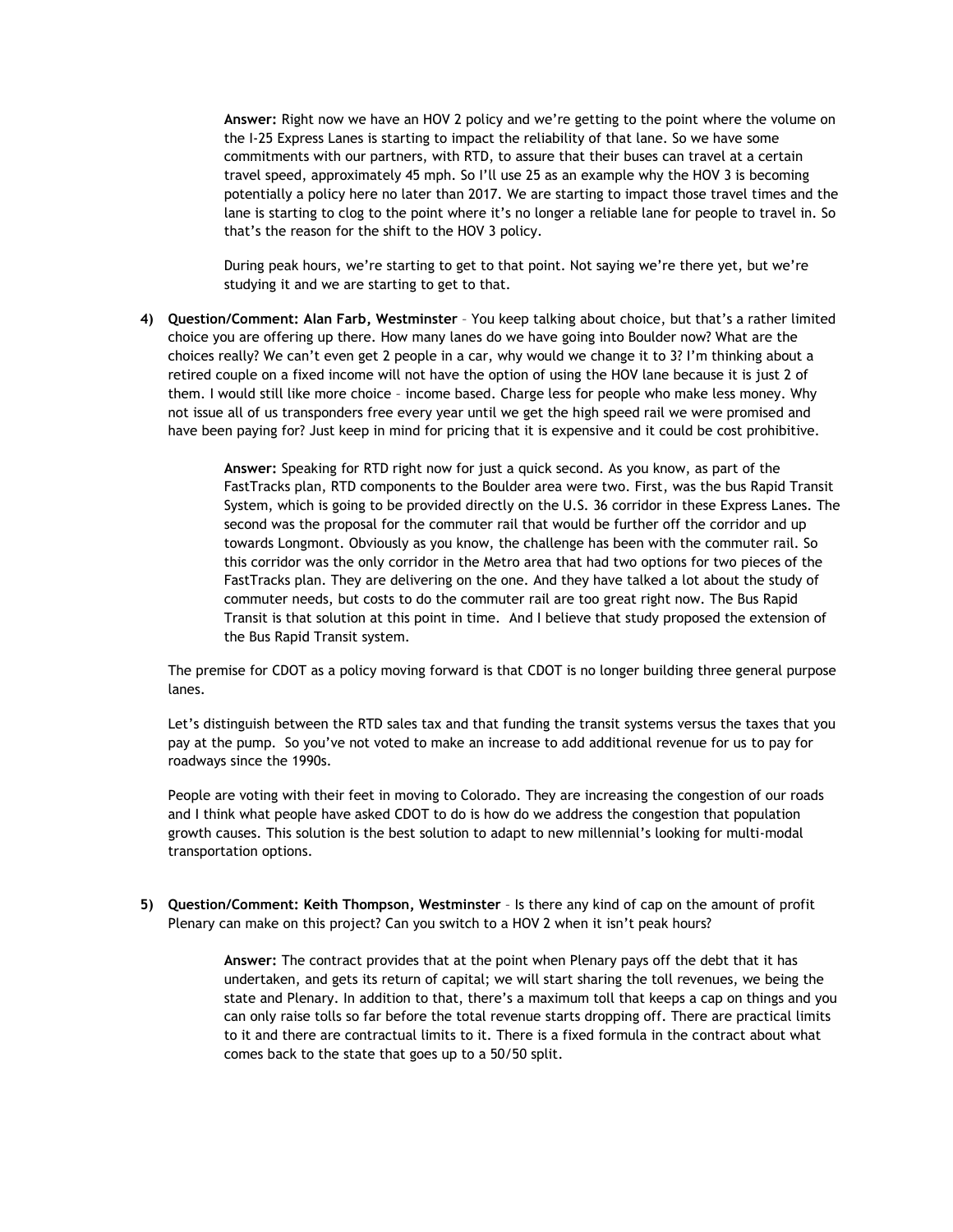**Answer:** Right now we have an HOV 2 policy and we're getting to the point where the volume on the I-25 Express Lanes is starting to impact the reliability of that lane. So we have some commitments with our partners, with RTD, to assure that their buses can travel at a certain travel speed, approximately 45 mph. So I'll use 25 as an example why the HOV 3 is becoming potentially a policy here no later than 2017. We are starting to impact those travel times and the lane is starting to clog to the point where it's no longer a reliable lane for people to travel in. So that's the reason for the shift to the HOV 3 policy.

During peak hours, we're starting to get to that point. Not saying we're there yet, but we're studying it and we are starting to get to that.

4) **Question/Comment: Alan Farb, Westminster** – You keep talking about choice, but that's a rather limited choice you are offering up there. How many lanes do we have going into Boulder now? What are the choices really? We can't even get 2 people in a car, why would we change it to 3? I'm thinking about a retired couple on a fixed income will not have the option of using the HOV lane because it is just 2 of them. I would still like more choice – income based. Charge less for people who make less money. Why not issue all of us transponders free every year until we get the high speed rail we were promised and have been paying for? Just keep in mind for pricing that it is expensive and it could be cost prohibitive.

   **Answer:** Speaking for RTD right now for just a quick second. As you know, as part of the FastTracks plan, RTD components to the Boulder area were two. First, was the bus Rapid Transit System, which is going to be provided directly on the U.S. 36 corridor in these Express Lanes. The second was the proposal for the commuter rail that would be further off the corridor and up towards Longmont. Obviously as you know, the challenge has been with the commuter rail. So this corridor was the only corridor in the Metro area that had two options for two pieces of the FastTracks plan. They are delivering on the one. And they have talked a lot about the study of commuter needs, but costs to do the commuter rail are too great right now. The Bus Rapid Transit is that solution at this point in time. And I believe that study proposed the extension of the Bus Rapid Transit system.

   The premise for CDOT as a policy moving forward is that CDOT is no longer building three general purpose lanes.

   Let's distinguish between the RTD sales tax and that funding the transit systems versus the taxes that you pay at the pump. So you've not voted to make an increase to add additional revenue for us to pay for roadways since the 1990s.

   People are voting with their feet in moving to Colorado. They are increasing the congestion of our roads and I think what people have asked CDOT to do is how do we address the congestion that population growth causes. This solution is the best solution to adapt to new millennial's looking for multi-modal transportation options.

5) **Question/Comment: Keith Thompson, Westminster** – Is there any kind of cap on the amount of profit Plenary can make on this project? Can you switch to a HOV 2 when it isn't peak hours?

   **Answer:** The contract provides that at the point when Plenary pays off the debt that it has undertaken, and gets its return of capital; we will start sharing the toll revenues, we being the state and Plenary. In addition to that, there's a maximum toll that keeps a cap on things and you can only raise tolls so far before the total revenue starts dropping off. There are practical limits to it and there are contractual limits to it. There is a fixed formula in the contract about what comes back to the state that goes up to a 50/50 split.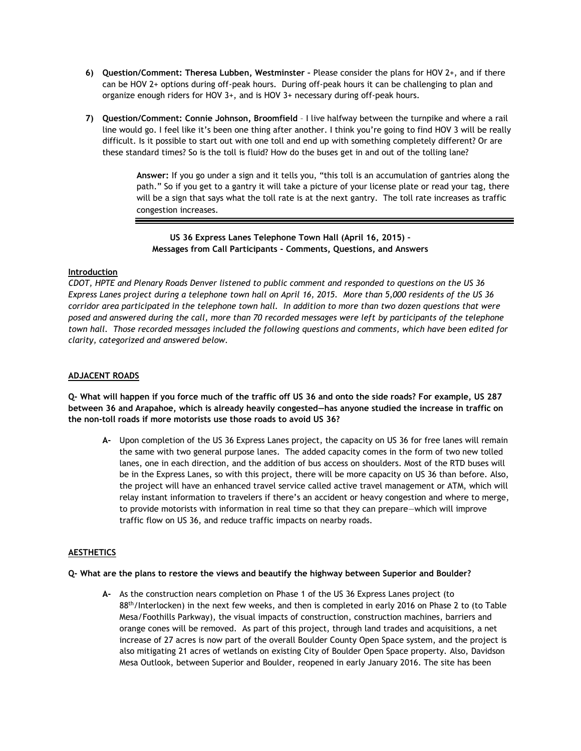6) **Question/Comment: Theresa Lubben, Westminster –** Please consider the plans for HOV 2+, and if there can be HOV 2+ options during off-peak hours. During off-peak hours it can be challenging to plan and organize enough riders for HOV 3+, and is HOV 3+ necessary during off-peak hours.

7) **Question/Comment: Connie Johnson, Broomfield** – I live halfway between the turnpike and where a rail line would go. I feel like it's been one thing after another. I think you're going to find HOV 3 will be really difficult. Is it possible to start out with one toll and end up with something completely different? Or are these standard times? So is the toll is fluid? How do the buses get in and out of the tolling lane?

> **Answer:** If you go under a sign and it tells you, "this toll is an accumulation of gantries along the path." So if you get to a gantry it will take a picture of your license plate or read your tag, there will be a sign that says what the toll rate is at the next gantry. The toll rate increases as traffic congestion increases.

---

**US 36 Express Lanes Telephone Town Hall (April 16, 2015) – Messages from Call Participants - Comments, Questions, and Answers**

**Introduction**

*CDOT, HPTE and Plenary Roads Denver listened to public comment and responded to questions on the US 36 Express Lanes project during a telephone town hall on April 16, 2015. More than 5,000 residents of the US 36 corridor area participated in the telephone town hall. In addition to more than two dozen questions that were posed and answered during the call, more than 70 recorded messages were left by participants of the telephone town hall. Those recorded messages included the following questions and comments, which have been edited for clarity, categorized and answered below.*

**ADJACENT ROADS**

**Q- What will happen if you force much of the traffic off US 36 and onto the side roads? For example, US 287 between 36 and Arapahoe, which is already heavily congested—has anyone studied the increase in traffic on the non-toll roads if more motorists use those roads to avoid US 36?**

> **A-** Upon completion of the US 36 Express Lanes project, the capacity on US 36 for free lanes will remain the same with two general purpose lanes. The added capacity comes in the form of two new tolled lanes, one in each direction, and the addition of bus access on shoulders. Most of the RTD buses will be in the Express Lanes, so with this project, there will be more capacity on US 36 than before. Also, the project will have an enhanced travel service called active travel management or ATM, which will relay instant information to travelers if there's an accident or heavy congestion and where to merge, to provide motorists with information in real time so that they can prepare—which will improve traffic flow on US 36, and reduce traffic impacts on nearby roads.

**AESTHETICS**

**Q- What are the plans to restore the views and beautify the highway between Superior and Boulder?**

> **A-** As the construction nears completion on Phase 1 of the US 36 Express Lanes project (to 88th/Interlocken) in the next few weeks, and then is completed in early 2016 on Phase 2 to (to Table Mesa/Foothills Parkway), the visual impacts of construction, construction machines, barriers and orange cones will be removed. As part of this project, through land trades and acquisitions, a net increase of 27 acres is now part of the overall Boulder County Open Space system, and the project is also mitigating 21 acres of wetlands on existing City of Boulder Open Space property. Also, Davidson Mesa Outlook, between Superior and Boulder, reopened in early January 2016. The site has been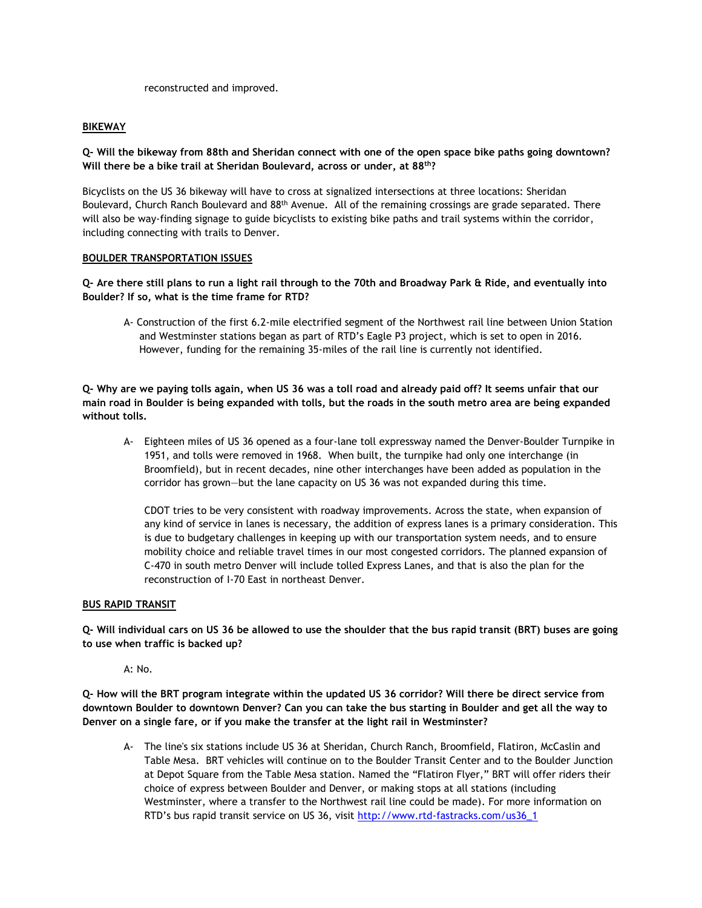reconstructed and improved.

**BIKEWAY**

**Q- Will the bikeway from 88th and Sheridan connect with one of the open space bike paths going downtown? Will there be a bike trail at Sheridan Boulevard, across or under, at 88th?**

Bicyclists on the US 36 bikeway will have to cross at signalized intersections at three locations: Sheridan Boulevard, Church Ranch Boulevard and 88th Avenue. All of the remaining crossings are grade separated. There will also be way-finding signage to guide bicyclists to existing bike paths and trail systems within the corridor, including connecting with trails to Denver.

**BOULDER TRANSPORTATION ISSUES**

**Q- Are there still plans to run a light rail through to the 70th and Broadway Park & Ride, and eventually into Boulder? If so, what is the time frame for RTD?**

A- Construction of the first 6.2-mile electrified segment of the Northwest rail line between Union Station and Westminster stations began as part of RTD's Eagle P3 project, which is set to open in 2016. However, funding for the remaining 35-miles of the rail line is currently not identified.

**Q- Why are we paying tolls again, when US 36 was a toll road and already paid off? It seems unfair that our main road in Boulder is being expanded with tolls, but the roads in the south metro area are being expanded without tolls.**

A- Eighteen miles of US 36 opened as a four-lane toll expressway named the Denver-Boulder Turnpike in 1951, and tolls were removed in 1968. When built, the turnpike had only one interchange (in Broomfield), but in recent decades, nine other interchanges have been added as population in the corridor has grown—but the lane capacity on US 36 was not expanded during this time.

CDOT tries to be very consistent with roadway improvements. Across the state, when expansion of any kind of service in lanes is necessary, the addition of express lanes is a primary consideration. This is due to budgetary challenges in keeping up with our transportation system needs, and to ensure mobility choice and reliable travel times in our most congested corridors. The planned expansion of C-470 in south metro Denver will include tolled Express Lanes, and that is also the plan for the reconstruction of I-70 East in northeast Denver.

**BUS RAPID TRANSIT**

**Q- Will individual cars on US 36 be allowed to use the shoulder that the bus rapid transit (BRT) buses are going to use when traffic is backed up?**

A: No.

**Q- How will the BRT program integrate within the updated US 36 corridor? Will there be direct service from downtown Boulder to downtown Denver? Can you can take the bus starting in Boulder and get all the way to Denver on a single fare, or if you make the transfer at the light rail in Westminster?**

A- The line's six stations include US 36 at Sheridan, Church Ranch, Broomfield, Flatiron, McCaslin and Table Mesa. BRT vehicles will continue on to the Boulder Transit Center and to the Boulder Junction at Depot Square from the Table Mesa station. Named the "Flatiron Flyer," BRT will offer riders their choice of express between Boulder and Denver, or making stops at all stations (including Westminster, where a transfer to the Northwest rail line could be made). For more information on RTD's bus rapid transit service on US 36, visit [http://www.rtd-fastracks.com/us36_1](http://www.rtd-fastracks.com/us36_1)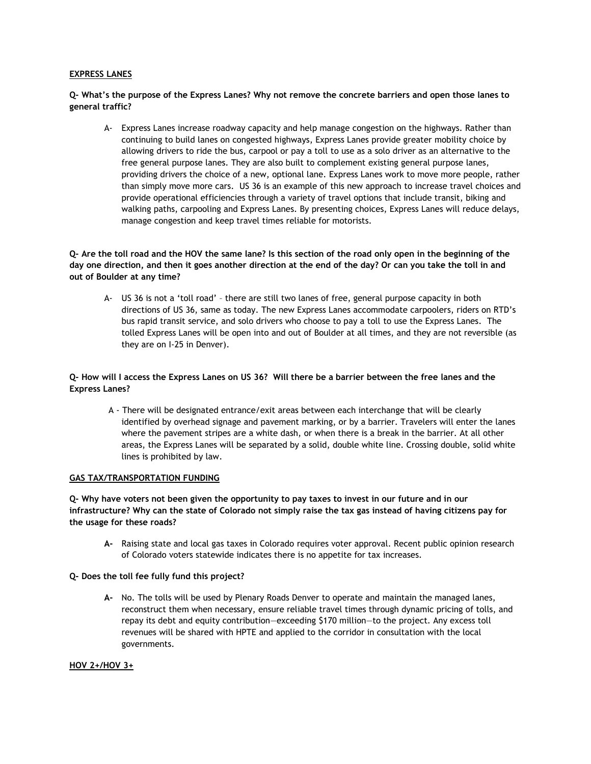## EXPRESS LANES

**Q- What's the purpose of the Express Lanes? Why not remove the concrete barriers and open those lanes to general traffic?**

A- Express Lanes increase roadway capacity and help manage congestion on the highways. Rather than continuing to build lanes on congested highways, Express Lanes provide greater mobility choice by allowing drivers to ride the bus, carpool or pay a toll to use as a solo driver as an alternative to the free general purpose lanes. They are also built to complement existing general purpose lanes, providing drivers the choice of a new, optional lane. Express Lanes work to move more people, rather than simply move more cars. US 36 is an example of this new approach to increase travel choices and provide operational efficiencies through a variety of travel options that include transit, biking and walking paths, carpooling and Express Lanes. By presenting choices, Express Lanes will reduce delays, manage congestion and keep travel times reliable for motorists.

**Q- Are the toll road and the HOV the same lane? Is this section of the road only open in the beginning of the day one direction, and then it goes another direction at the end of the day? Or can you take the toll in and out of Boulder at any time?**

A- US 36 is not a 'toll road' – there are still two lanes of free, general purpose capacity in both directions of US 36, same as today. The new Express Lanes accommodate carpoolers, riders on RTD's bus rapid transit service, and solo drivers who choose to pay a toll to use the Express Lanes. The tolled Express Lanes will be open into and out of Boulder at all times, and they are not reversible (as they are on I-25 in Denver).

**Q- How will I access the Express Lanes on US 36? Will there be a barrier between the free lanes and the Express Lanes?**

A - There will be designated entrance/exit areas between each interchange that will be clearly identified by overhead signage and pavement marking, or by a barrier. Travelers will enter the lanes where the pavement stripes are a white dash, or when there is a break in the barrier. At all other areas, the Express Lanes will be separated by a solid, double white line. Crossing double, solid white lines is prohibited by law.

## GAS TAX/TRANSPORTATION FUNDING

**Q- Why have voters not been given the opportunity to pay taxes to invest in our future and in our infrastructure? Why can the state of Colorado not simply raise the tax gas instead of having citizens pay for the usage for these roads?**

**A-** Raising state and local gas taxes in Colorado requires voter approval. Recent public opinion research of Colorado voters statewide indicates there is no appetite for tax increases.

**Q- Does the toll fee fully fund this project?**

**A-** No. The tolls will be used by Plenary Roads Denver to operate and maintain the managed lanes, reconstruct them when necessary, ensure reliable travel times through dynamic pricing of tolls, and repay its debt and equity contribution—exceeding $170 million—to the project. Any excess toll revenues will be shared with HPTE and applied to the corridor in consultation with the local governments.

## HOV 2+/HOV 3+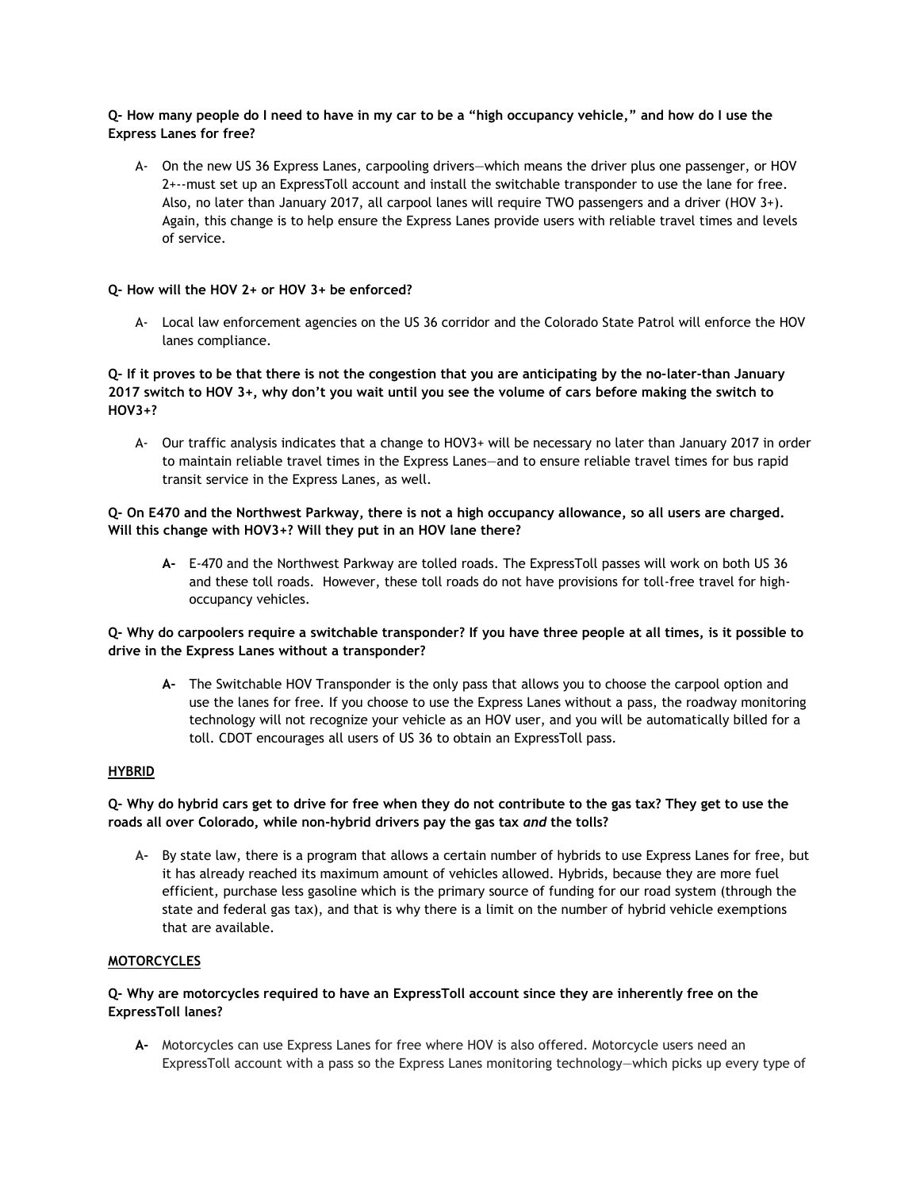**Q- How many people do I need to have in my car to be a "high occupancy vehicle," and how do I use the Express Lanes for free?**

A- On the new US 36 Express Lanes, carpooling drivers—which means the driver plus one passenger, or HOV 2+--must set up an ExpressToll account and install the switchable transponder to use the lane for free. Also, no later than January 2017, all carpool lanes will require TWO passengers and a driver (HOV 3+). Again, this change is to help ensure the Express Lanes provide users with reliable travel times and levels of service.

**Q- How will the HOV 2+ or HOV 3+ be enforced?**

A- Local law enforcement agencies on the US 36 corridor and the Colorado State Patrol will enforce the HOV lanes compliance.

**Q- If it proves to be that there is not the congestion that you are anticipating by the no-later-than January 2017 switch to HOV 3+, why don't you wait until you see the volume of cars before making the switch to HOV3+?**

A- Our traffic analysis indicates that a change to HOV3+ will be necessary no later than January 2017 in order to maintain reliable travel times in the Express Lanes—and to ensure reliable travel times for bus rapid transit service in the Express Lanes, as well.

**Q- On E470 and the Northwest Parkway, there is not a high occupancy allowance, so all users are charged. Will this change with HOV3+? Will they put in an HOV lane there?**

**A-** E-470 and the Northwest Parkway are tolled roads. The ExpressToll passes will work on both US 36 and these toll roads. However, these toll roads do not have provisions for toll-free travel for high-occupancy vehicles.

**Q- Why do carpoolers require a switchable transponder? If you have three people at all times, is it possible to drive in the Express Lanes without a transponder?**

**A-** The Switchable HOV Transponder is the only pass that allows you to choose the carpool option and use the lanes for free. If you choose to use the Express Lanes without a pass, the roadway monitoring technology will not recognize your vehicle as an HOV user, and you will be automatically billed for a toll. CDOT encourages all users of US 36 to obtain an ExpressToll pass.

**HYBRID**

**Q- Why do hybrid cars get to drive for free when they do not contribute to the gas tax? They get to use the roads all over Colorado, while non-hybrid drivers pay the gas tax *and* the tolls?**

A- By state law, there is a program that allows a certain number of hybrids to use Express Lanes for free, but it has already reached its maximum amount of vehicles allowed. Hybrids, because they are more fuel efficient, purchase less gasoline which is the primary source of funding for our road system (through the state and federal gas tax), and that is why there is a limit on the number of hybrid vehicle exemptions that are available.

**MOTORCYCLES**

**Q- Why are motorcycles required to have an ExpressToll account since they are inherently free on the ExpressToll lanes?**

**A-** Motorcycles can use Express Lanes for free where HOV is also offered. Motorcycle users need an ExpressToll account with a pass so the Express Lanes monitoring technology—which picks up every type of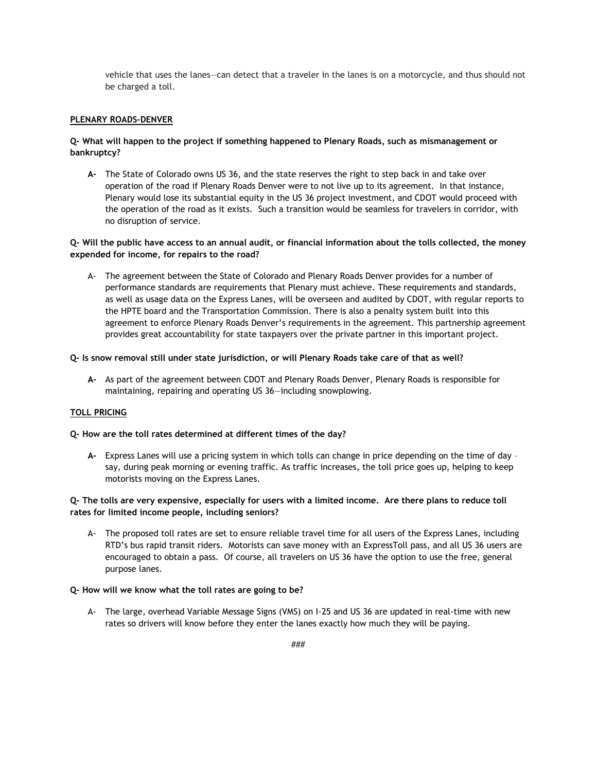vehicle that uses the lanes—can detect that a traveler in the lanes is on a motorcycle, and thus should not be charged a toll.

**PLENARY ROADS-DENVER**

**Q- What will happen to the project if something happened to Plenary Roads, such as mismanagement or bankruptcy?**

**A-** The State of Colorado owns US 36, and the state reserves the right to step back in and take over operation of the road if Plenary Roads Denver were to not live up to its agreement. In that instance, Plenary would lose its substantial equity in the US 36 project investment, and CDOT would proceed with the operation of the road as it exists. Such a transition would be seamless for travelers in corridor, with no disruption of service.

**Q- Will the public have access to an annual audit, or financial information about the tolls collected, the money expended for income, for repairs to the road?**

A- The agreement between the State of Colorado and Plenary Roads Denver provides for a number of performance standards are requirements that Plenary must achieve. These requirements and standards, as well as usage data on the Express Lanes, will be overseen and audited by CDOT, with regular reports to the HPTE board and the Transportation Commission. There is also a penalty system built into this agreement to enforce Plenary Roads Denver's requirements in the agreement. This partnership agreement provides great accountability for state taxpayers over the private partner in this important project.

**Q- Is snow removal still under state jurisdiction, or will Plenary Roads take care of that as well?**

**A-** As part of the agreement between CDOT and Plenary Roads Denver, Plenary Roads is responsible for maintaining, repairing and operating US 36—including snowplowing.

**TOLL PRICING**

**Q- How are the toll rates determined at different times of the day?**

**A-** Express Lanes will use a pricing system in which tolls can change in price depending on the time of day – say, during peak morning or evening traffic. As traffic increases, the toll price goes up, helping to keep motorists moving on the Express Lanes.

**Q- The tolls are very expensive, especially for users with a limited income. Are there plans to reduce toll rates for limited income people, including seniors?**

A- The proposed toll rates are set to ensure reliable travel time for all users of the Express Lanes, including RTD's bus rapid transit riders. Motorists can save money with an ExpressToll pass, and all US 36 users are encouraged to obtain a pass. Of course, all travelers on US 36 have the option to use the free, general purpose lanes.

**Q- How will we know what the toll rates are going to be?**

A- The large, overhead Variable Message Signs (VMS) on I-25 and US 36 are updated in real-time with new rates so drivers will know before they enter the lanes exactly how much they will be paying.

###